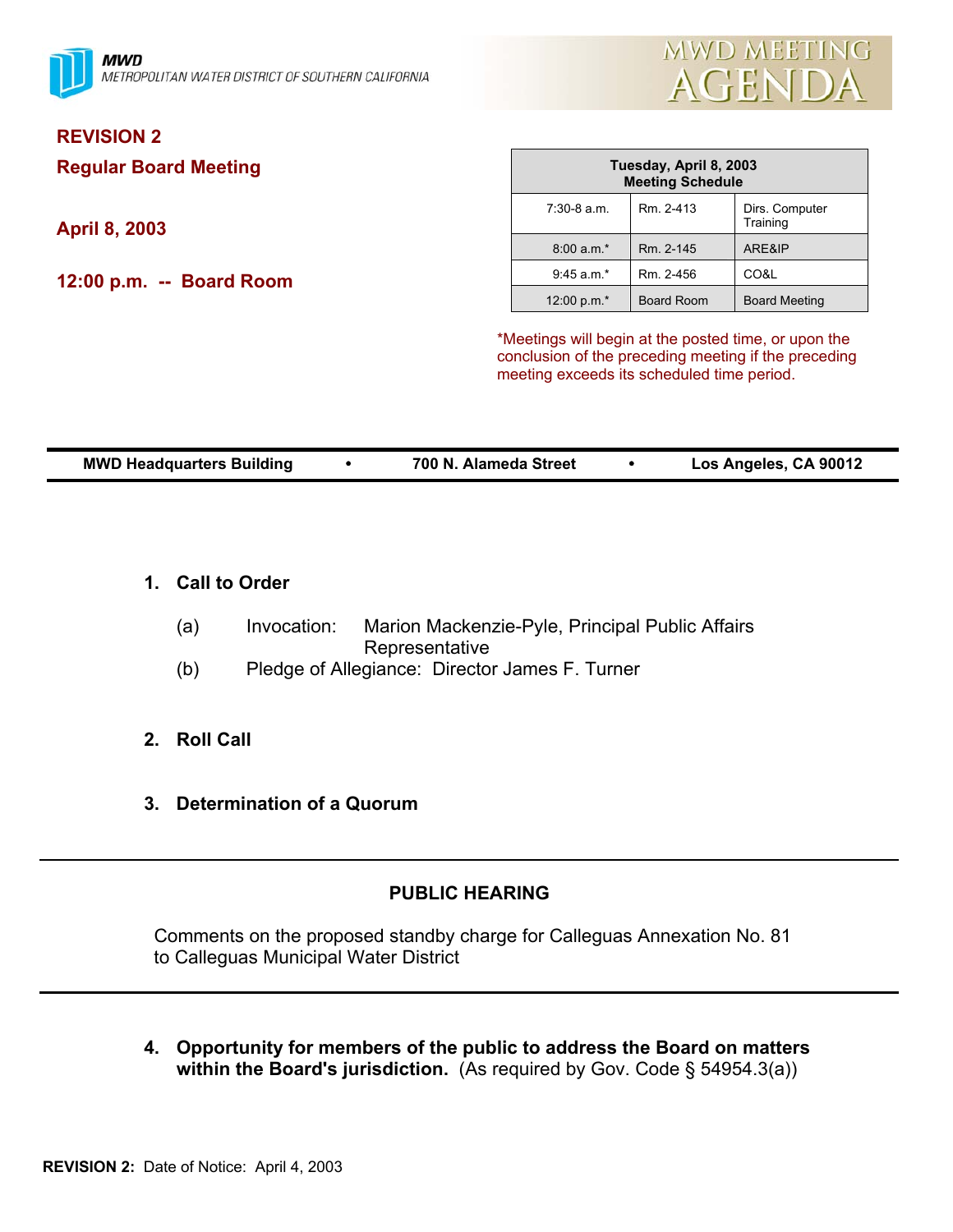**MWD**
METROPOLITAN WATER DISTRICT OF SOUTHERN CALIFORNIA

# MWD MEETING AGENDA

**REVISION 2**

**Regular Board Meeting**

**April 8, 2003**

**12:00 p.m. -- Board Room**

| Tuesday, April 8, 2003 Meeting Schedule | | |
|---|---|---|
| 7:30-8 a.m. | Rm. 2-413 | Dirs. Computer Training |
| 8:00 a.m.* | Rm. 2-145 | ARE&IP |
| 9:45 a.m.* | Rm. 2-456 | CO&L |
| 12:00 p.m.* | Board Room | Board Meeting |

*Meetings will begin at the posted time, or upon the conclusion of the preceding meeting if the preceding meeting exceeds its scheduled time period.

**MWD Headquarters Building • 700 N. Alameda Street • Los Angeles, CA 90012**

1. **Call to Order**

   (a) Invocation: Marion Mackenzie-Pyle, Principal Public Affairs Representative

   (b) Pledge of Allegiance: Director James F. Turner

2. **Roll Call**

3. **Determination of a Quorum**

---

**PUBLIC HEARING**

Comments on the proposed standby charge for Calleguas Annexation No. 81 to Calleguas Municipal Water District

---

4. **Opportunity for members of the public to address the Board on matters within the Board's jurisdiction.** (As required by Gov. Code § 54954.3(a))

**REVISION 2:** Date of Notice: April 4, 2003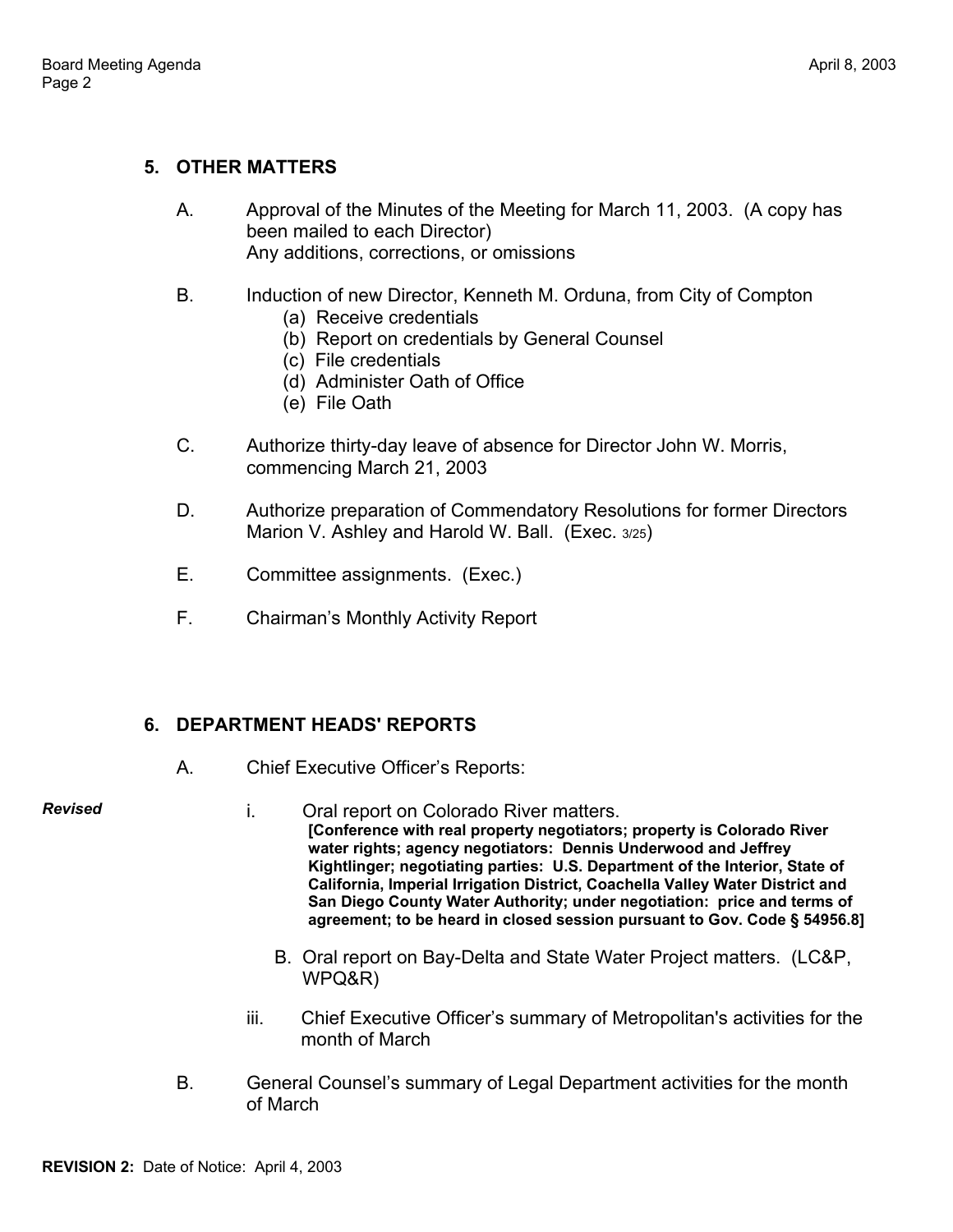## 5. OTHER MATTERS

A. Approval of the Minutes of the Meeting for March 11, 2003. (A copy has been mailed to each Director)
Any additions, corrections, or omissions

B. Induction of new Director, Kenneth M. Orduna, from City of Compton
   - (a) Receive credentials
   - (b) Report on credentials by General Counsel
   - (c) File credentials
   - (d) Administer Oath of Office
   - (e) File Oath

C. Authorize thirty-day leave of absence for Director John W. Morris, commencing March 21, 2003

D. Authorize preparation of Commendatory Resolutions for former Directors Marion V. Ashley and Harold W. Ball. (Exec. 3/25)

E. Committee assignments. (Exec.)

F. Chairman's Monthly Activity Report

## 6. DEPARTMENT HEADS' REPORTS

A. Chief Executive Officer's Reports:

*Revised*

i. Oral report on Colorado River matters.
**[Conference with real property negotiators; property is Colorado River water rights; agency negotiators: Dennis Underwood and Jeffrey Kightlinger; negotiating parties: U.S. Department of the Interior, State of California, Imperial Irrigation District, Coachella Valley Water District and San Diego County Water Authority; under negotiation: price and terms of agreement; to be heard in closed session pursuant to Gov. Code § 54956.8]**

B. Oral report on Bay-Delta and State Water Project matters. (LC&P, WPQ&R)

iii. Chief Executive Officer's summary of Metropolitan's activities for the month of March

B. General Counsel's summary of Legal Department activities for the month of March

**REVISION 2:** Date of Notice: April 4, 2003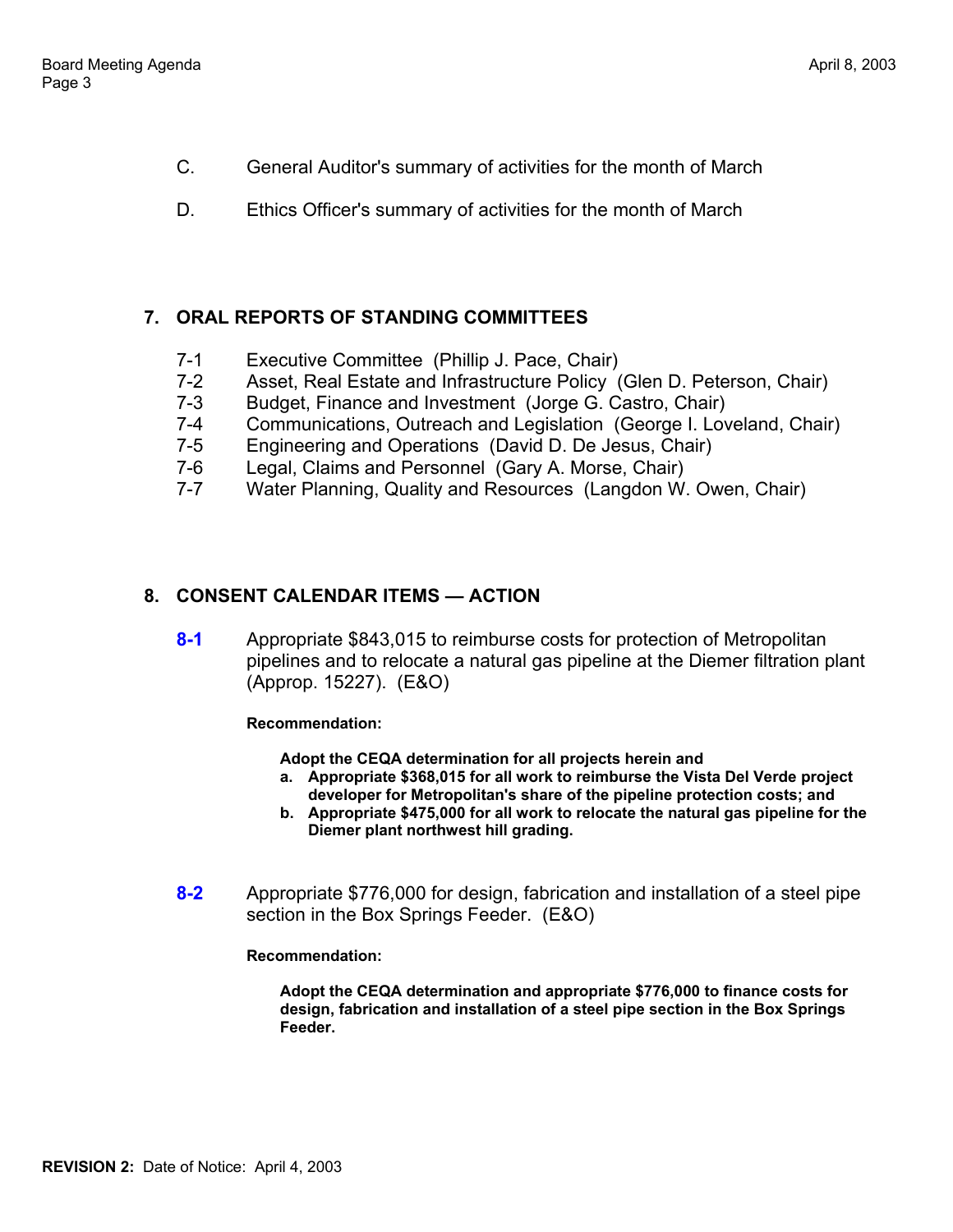C. General Auditor's summary of activities for the month of March

D. Ethics Officer's summary of activities for the month of March

## 7. ORAL REPORTS OF STANDING COMMITTEES

7-1 Executive Committee (Phillip J. Pace, Chair)
7-2 Asset, Real Estate and Infrastructure Policy (Glen D. Peterson, Chair)
7-3 Budget, Finance and Investment (Jorge G. Castro, Chair)
7-4 Communications, Outreach and Legislation (George I. Loveland, Chair)
7-5 Engineering and Operations (David D. De Jesus, Chair)
7-6 Legal, Claims and Personnel (Gary A. Morse, Chair)
7-7 Water Planning, Quality and Resources (Langdon W. Owen, Chair)

## 8. CONSENT CALENDAR ITEMS — ACTION

**8-1** Appropriate $843,015 to reimburse costs for protection of Metropolitan pipelines and to relocate a natural gas pipeline at the Diemer filtration plant (Approp. 15227). (E&O)

**Recommendation:**

**Adopt the CEQA determination for all projects herein and**

**a. Appropriate $368,015 for all work to reimburse the Vista Del Verde project developer for Metropolitan's share of the pipeline protection costs; and**

**b. Appropriate $475,000 for all work to relocate the natural gas pipeline for the Diemer plant northwest hill grading.**

**8-2** Appropriate $776,000 for design, fabrication and installation of a steel pipe section in the Box Springs Feeder. (E&O)

**Recommendation:**

**Adopt the CEQA determination and appropriate $776,000 to finance costs for design, fabrication and installation of a steel pipe section in the Box Springs Feeder.**

**REVISION 2:** Date of Notice: April 4, 2003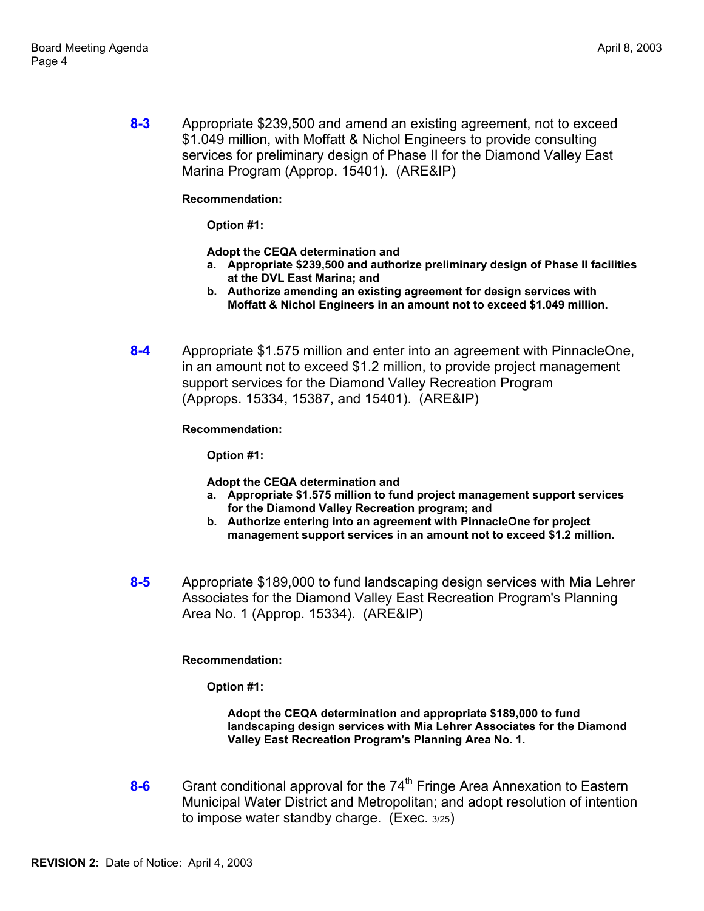**8-3** Appropriate $239,500 and amend an existing agreement, not to exceed $1.049 million, with Moffatt & Nichol Engineers to provide consulting services for preliminary design of Phase II for the Diamond Valley East Marina Program (Approp. 15401). (ARE&IP)

**Recommendation:**

**Option #1:**

**Adopt the CEQA determination and**

a. **Appropriate $239,500 and authorize preliminary design of Phase II facilities at the DVL East Marina; and**
b. **Authorize amending an existing agreement for design services with Moffatt & Nichol Engineers in an amount not to exceed $1.049 million.**

**8-4** Appropriate $1.575 million and enter into an agreement with PinnacleOne, in an amount not to exceed $1.2 million, to provide project management support services for the Diamond Valley Recreation Program (Approps. 15334, 15387, and 15401). (ARE&IP)

**Recommendation:**

**Option #1:**

**Adopt the CEQA determination and**

a. **Appropriate $1.575 million to fund project management support services for the Diamond Valley Recreation program; and**
b. **Authorize entering into an agreement with PinnacleOne for project management support services in an amount not to exceed $1.2 million.**

**8-5** Appropriate $189,000 to fund landscaping design services with Mia Lehrer Associates for the Diamond Valley East Recreation Program's Planning Area No. 1 (Approp. 15334). (ARE&IP)

**Recommendation:**

**Option #1:**

**Adopt the CEQA determination and appropriate $189,000 to fund landscaping design services with Mia Lehrer Associates for the Diamond Valley East Recreation Program's Planning Area No. 1.**

**8-6** Grant conditional approval for the 74th Fringe Area Annexation to Eastern Municipal Water District and Metropolitan; and adopt resolution of intention to impose water standby charge. (Exec. 3/25)

**REVISION 2:** Date of Notice: April 4, 2003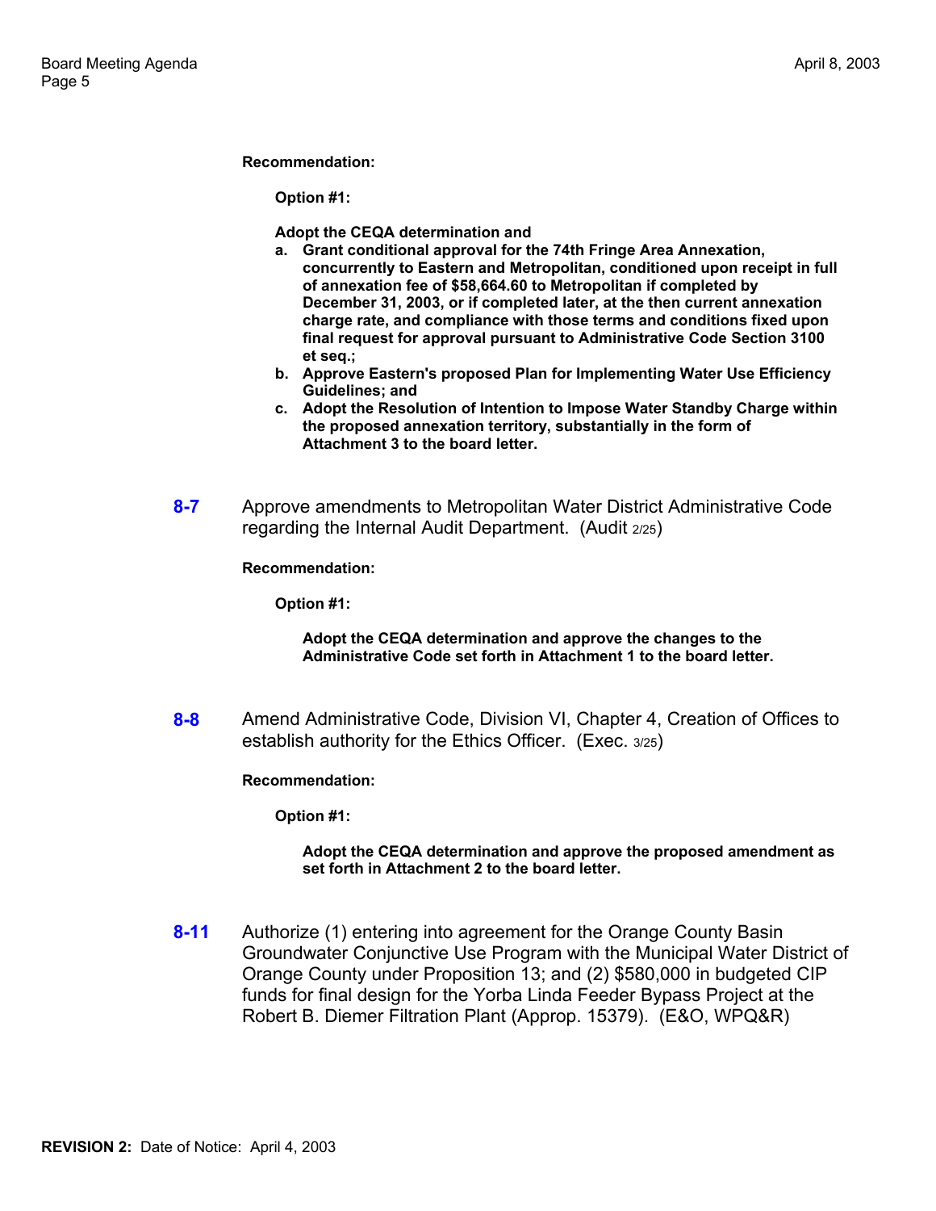**Recommendation:**

**Option #1:**

**Adopt the CEQA determination and**

- **a. Grant conditional approval for the 74th Fringe Area Annexation, concurrently to Eastern and Metropolitan, conditioned upon receipt in full of annexation fee of $58,664.60 to Metropolitan if completed by December 31, 2003, or if completed later, at the then current annexation charge rate, and compliance with those terms and conditions fixed upon final request for approval pursuant to Administrative Code Section 3100 et seq.;**
- **b. Approve Eastern's proposed Plan for Implementing Water Use Efficiency Guidelines; and**
- **c. Adopt the Resolution of Intention to Impose Water Standby Charge within the proposed annexation territory, substantially in the form of Attachment 3 to the board letter.**

**8-7** Approve amendments to Metropolitan Water District Administrative Code regarding the Internal Audit Department. (Audit 2/25)

**Recommendation:**

**Option #1:**

**Adopt the CEQA determination and approve the changes to the Administrative Code set forth in Attachment 1 to the board letter.**

**8-8** Amend Administrative Code, Division VI, Chapter 4, Creation of Offices to establish authority for the Ethics Officer. (Exec. 3/25)

**Recommendation:**

**Option #1:**

**Adopt the CEQA determination and approve the proposed amendment as set forth in Attachment 2 to the board letter.**

**8-11** Authorize (1) entering into agreement for the Orange County Basin Groundwater Conjunctive Use Program with the Municipal Water District of Orange County under Proposition 13; and (2) $580,000 in budgeted CIP funds for final design for the Yorba Linda Feeder Bypass Project at the Robert B. Diemer Filtration Plant (Approp. 15379). (E&O, WPQ&R)

**REVISION 2:** Date of Notice: April 4, 2003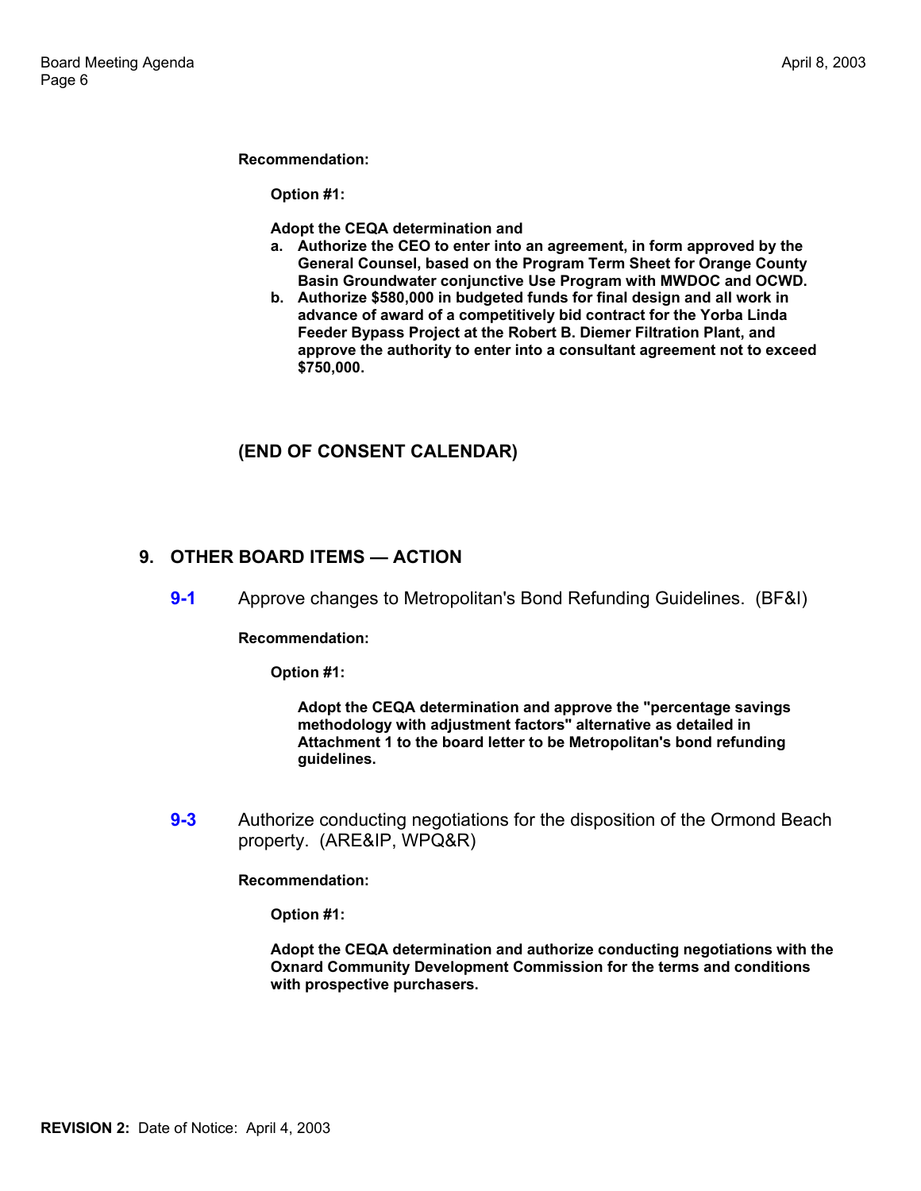**Recommendation:**

**Option #1:**

**Adopt the CEQA determination and**

- **a. Authorize the CEO to enter into an agreement, in form approved by the General Counsel, based on the Program Term Sheet for Orange County Basin Groundwater conjunctive Use Program with MWDOC and OCWD.**
- **b. Authorize $580,000 in budgeted funds for final design and all work in advance of award of a competitively bid contract for the Yorba Linda Feeder Bypass Project at the Robert B. Diemer Filtration Plant, and approve the authority to enter into a consultant agreement not to exceed $750,000.**

## (END OF CONSENT CALENDAR)

## 9. OTHER BOARD ITEMS — ACTION

**9-1** Approve changes to Metropolitan's Bond Refunding Guidelines. (BF&I)

**Recommendation:**

**Option #1:**

**Adopt the CEQA determination and approve the "percentage savings methodology with adjustment factors" alternative as detailed in Attachment 1 to the board letter to be Metropolitan's bond refunding guidelines.**

**9-3** Authorize conducting negotiations for the disposition of the Ormond Beach property. (ARE&IP, WPQ&R)

**Recommendation:**

**Option #1:**

**Adopt the CEQA determination and authorize conducting negotiations with the Oxnard Community Development Commission for the terms and conditions with prospective purchasers.**

**REVISION 2:** Date of Notice: April 4, 2003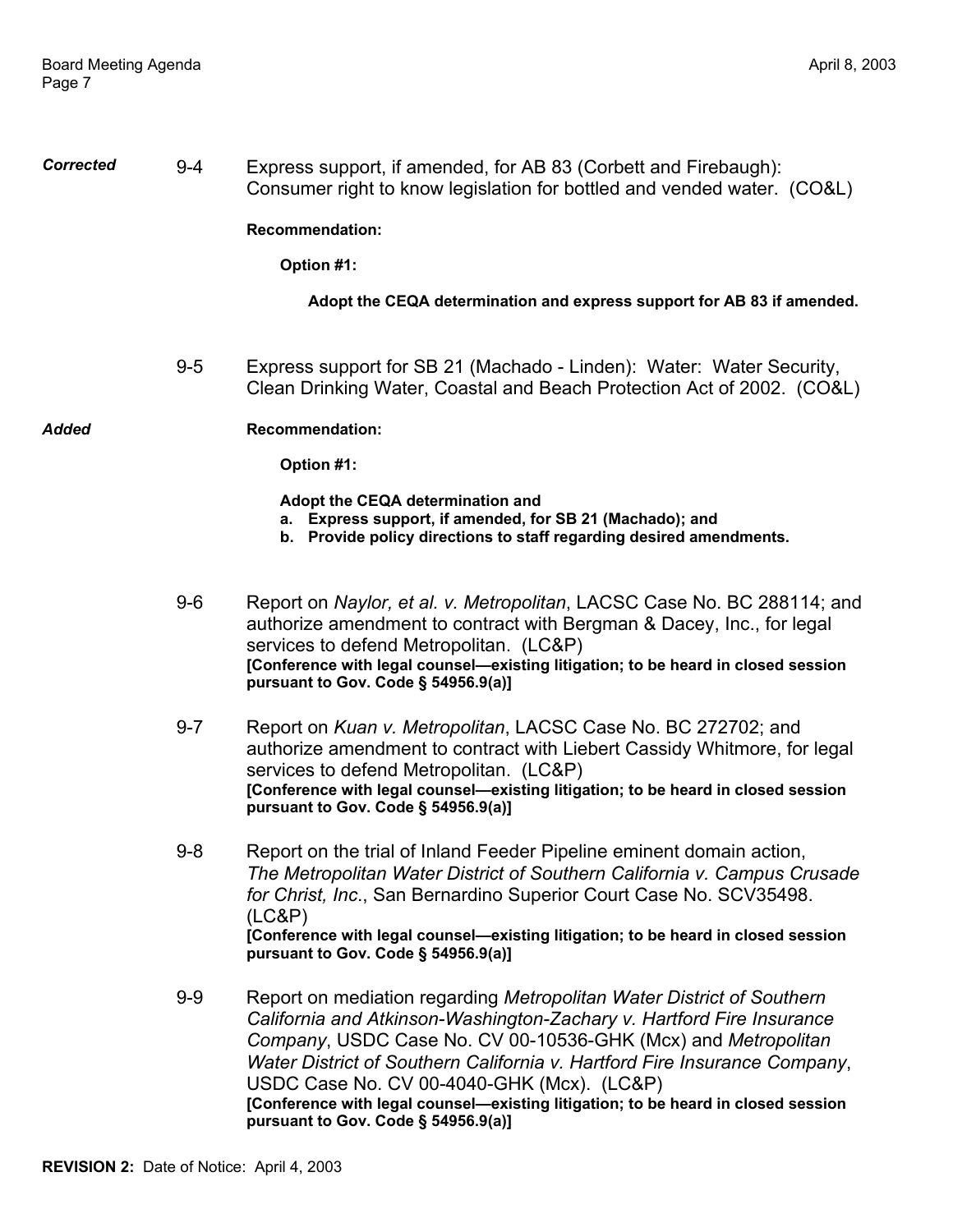*Corrected* 9-4 Express support, if amended, for AB 83 (Corbett and Firebaugh): Consumer right to know legislation for bottled and vended water. (CO&L)

**Recommendation:**

**Option #1:**

**Adopt the CEQA determination and express support for AB 83 if amended.**

9-5 Express support for SB 21 (Machado - Linden): Water: Water Security, Clean Drinking Water, Coastal and Beach Protection Act of 2002. (CO&L)

*Added* **Recommendation:**

**Option #1:**

**Adopt the CEQA determination and**

**a. Express support, if amended, for SB 21 (Machado); and**

**b. Provide policy directions to staff regarding desired amendments.**

9-6 Report on *Naylor, et al. v. Metropolitan*, LACSC Case No. BC 288114; and authorize amendment to contract with Bergman & Dacey, Inc., for legal services to defend Metropolitan. (LC&P)
**[Conference with legal counsel—existing litigation; to be heard in closed session pursuant to Gov. Code § 54956.9(a)]**

9-7 Report on *Kuan v. Metropolitan*, LACSC Case No. BC 272702; and authorize amendment to contract with Liebert Cassidy Whitmore, for legal services to defend Metropolitan. (LC&P)
**[Conference with legal counsel—existing litigation; to be heard in closed session pursuant to Gov. Code § 54956.9(a)]**

9-8 Report on the trial of Inland Feeder Pipeline eminent domain action, *The Metropolitan Water District of Southern California v. Campus Crusade for Christ, Inc.*, San Bernardino Superior Court Case No. SCV35498. (LC&P)
**[Conference with legal counsel—existing litigation; to be heard in closed session pursuant to Gov. Code § 54956.9(a)]**

9-9 Report on mediation regarding *Metropolitan Water District of Southern California and Atkinson-Washington-Zachary v. Hartford Fire Insurance Company*, USDC Case No. CV 00-10536-GHK (Mcx) and *Metropolitan Water District of Southern California v. Hartford Fire Insurance Company*, USDC Case No. CV 00-4040-GHK (Mcx). (LC&P)
**[Conference with legal counsel—existing litigation; to be heard in closed session pursuant to Gov. Code § 54956.9(a)]**

**REVISION 2:** Date of Notice: April 4, 2003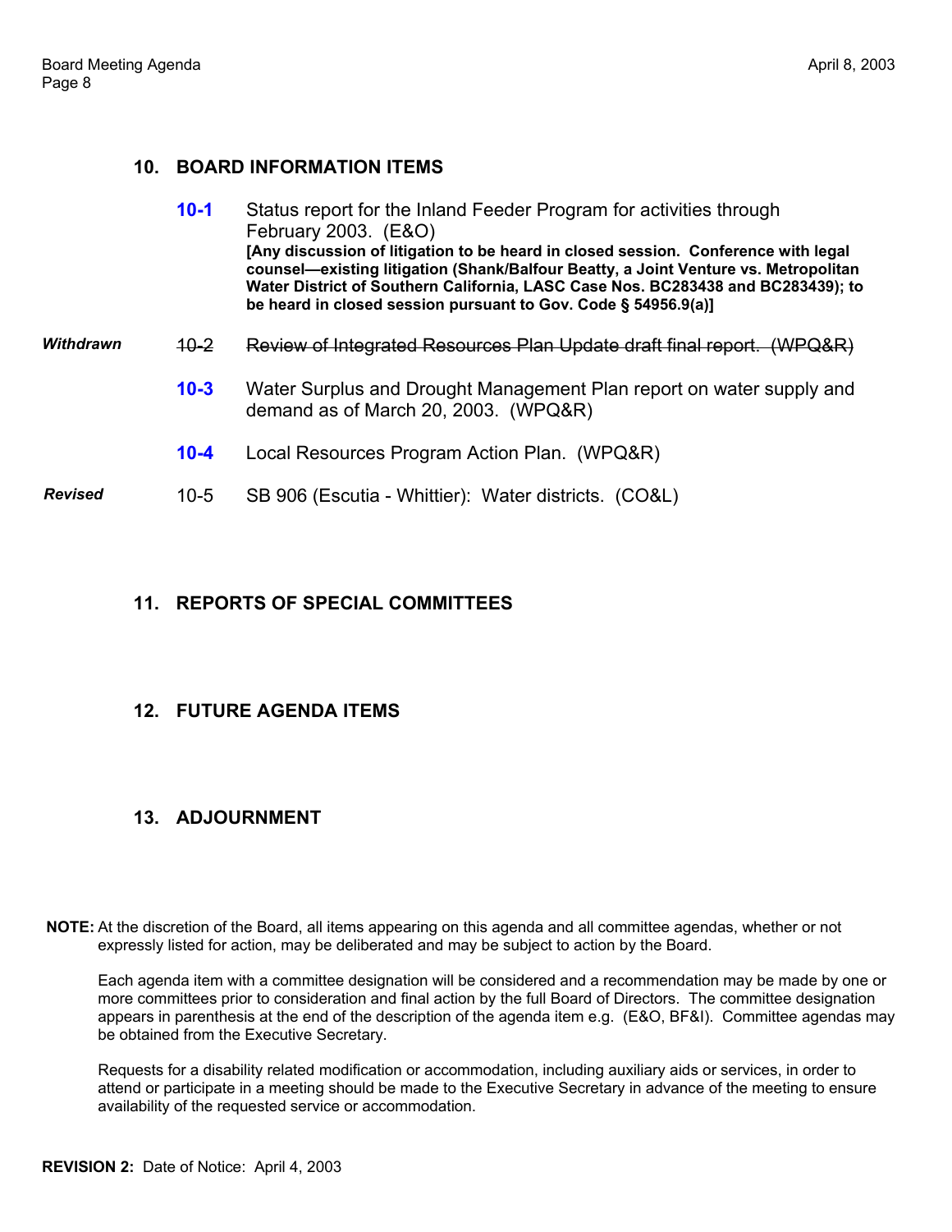## 10. BOARD INFORMATION ITEMS

**10-1** Status report for the Inland Feeder Program for activities through February 2003. (E&O)
**[Any discussion of litigation to be heard in closed session. Conference with legal counsel—existing litigation (Shank/Balfour Beatty, a Joint Venture vs. Metropolitan Water District of Southern California, LASC Case Nos. BC283438 and BC283439); to be heard in closed session pursuant to Gov. Code § 54956.9(a)]**

***Withdrawn*** ~~10-2 Review of Integrated Resources Plan Update draft final report. (WPQ&R)~~

**10-3** Water Surplus and Drought Management Plan report on water supply and demand as of March 20, 2003. (WPQ&R)

**10-4** Local Resources Program Action Plan. (WPQ&R)

***Revised*** 10-5 SB 906 (Escutia - Whittier): Water districts. (CO&L)

## 11. REPORTS OF SPECIAL COMMITTEES

## 12. FUTURE AGENDA ITEMS

## 13. ADJOURNMENT

**NOTE:** At the discretion of the Board, all items appearing on this agenda and all committee agendas, whether or not expressly listed for action, may be deliberated and may be subject to action by the Board.

Each agenda item with a committee designation will be considered and a recommendation may be made by one or more committees prior to consideration and final action by the full Board of Directors. The committee designation appears in parenthesis at the end of the description of the agenda item e.g. (E&O, BF&I). Committee agendas may be obtained from the Executive Secretary.

Requests for a disability related modification or accommodation, including auxiliary aids or services, in order to attend or participate in a meeting should be made to the Executive Secretary in advance of the meeting to ensure availability of the requested service or accommodation.

**REVISION 2:** Date of Notice: April 4, 2003